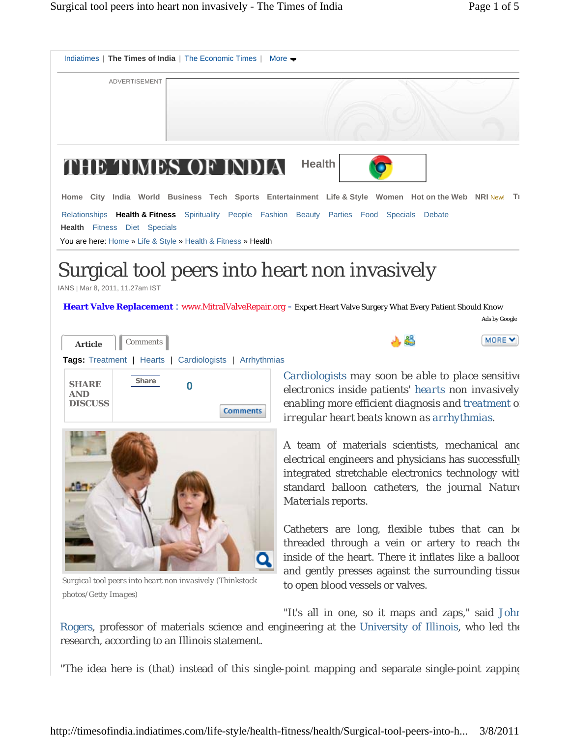Indiatimes | The Times of India | The Economic Times | More

ADVERTISEMENT

THE TIMES OF INDIA Health

Home City India World Business Tech Sports Entertainment Life & Style Women Hot on the Web NRI New!

Relationships **Health & Fitness** Spirituality People Fashion Beauty Parties Food Specials Debate

**Health** Fitness Diet Specials

You are here: Home » Life & Style » Health & Fitness » Health

# Surgical tool peers into heart non invasively

IANS | Mar 8, 2011, 11.27am IST

**Heart Valve Replacement** : www.MitralValveRepair.org - Expert Heart Valve Surgery What Every Patient Should Know

Ads by Google

Article | Comments

MORE

**Tags:** Treatment | Hearts | Cardiologists | Arrhythmias

**SHARE AND DISCUSS** Share 0 Comments

Surgical tool peers into heart non invasively (Thinkstock photos/Getty Images)

Cardiologists may soon be able to place sensitive electronics inside patients' hearts non invasively enabling more efficient diagnosis and treatment of irregular heart beats known as arrhythmias.

A team of materials scientists, mechanical and electrical engineers and physicians has successfully integrated stretchable electronics technology with standard balloon catheters, the journal Nature Materials reports.

Catheters are long, flexible tubes that can be threaded through a vein or artery to reach the inside of the heart. There it inflates like a balloon and gently presses against the surrounding tissue to open blood vessels or valves.

"It's all in one, so it maps and zaps," said John Rogers, professor of materials science and engineering at the University of Illinois, who led the research, according to an Illinois statement.

"The idea here is (that) instead of this single-point mapping and separate single-point zapping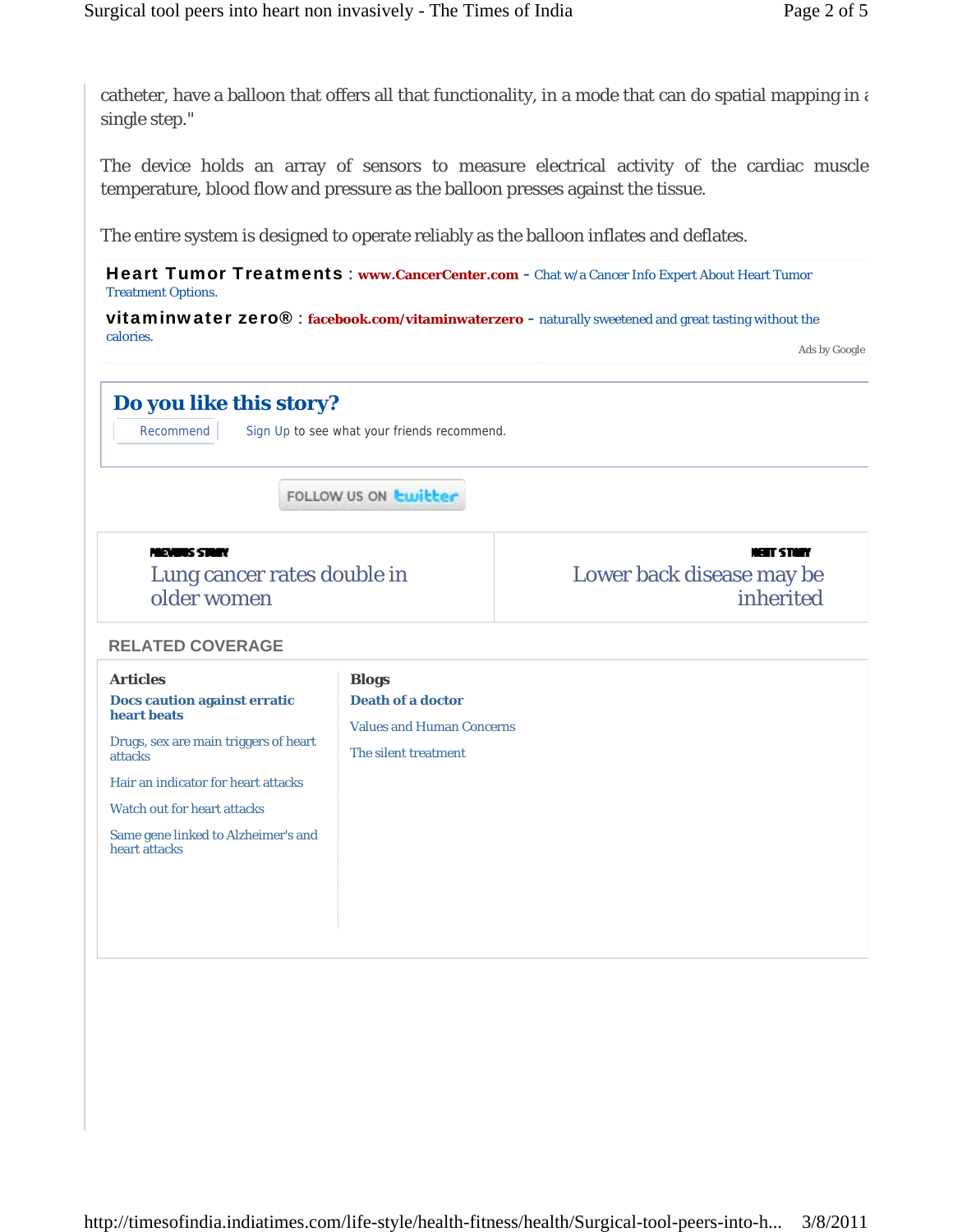catheter, have a balloon that offers all that functionality, in a mode that can do spatial mapping in a single step."

The device holds an array of sensors to measure electrical activity of the cardiac muscle temperature, blood flow and pressure as the balloon presses against the tissue.

The entire system is designed to operate reliably as the balloon inflates and deflates.

**Heart Tumor Treatments** : **www.CancerCenter.com** - Chat w/a Cancer Info Expert About Heart Tumor Treatment Options.

**vitaminwater zero®** : **facebook.com/vitaminwaterzero** - naturally sweetened and great tasting without the calories.

Ads by Google

## Do you like this story?

Recommend Sign Up to see what your friends recommend.

FOLLOW US ON twitter

PREVIOUS STORY
Lung cancer rates double in older women

NEXT STORY
Lower back disease may be inherited

### RELATED COVERAGE

**Articles**

**Docs caution against erratic heart beats**

Drugs, sex are main triggers of heart attacks

Hair an indicator for heart attacks

Watch out for heart attacks

Same gene linked to Alzheimer's and heart attacks

**Blogs**

**Death of a doctor**

Values and Human Concerns

The silent treatment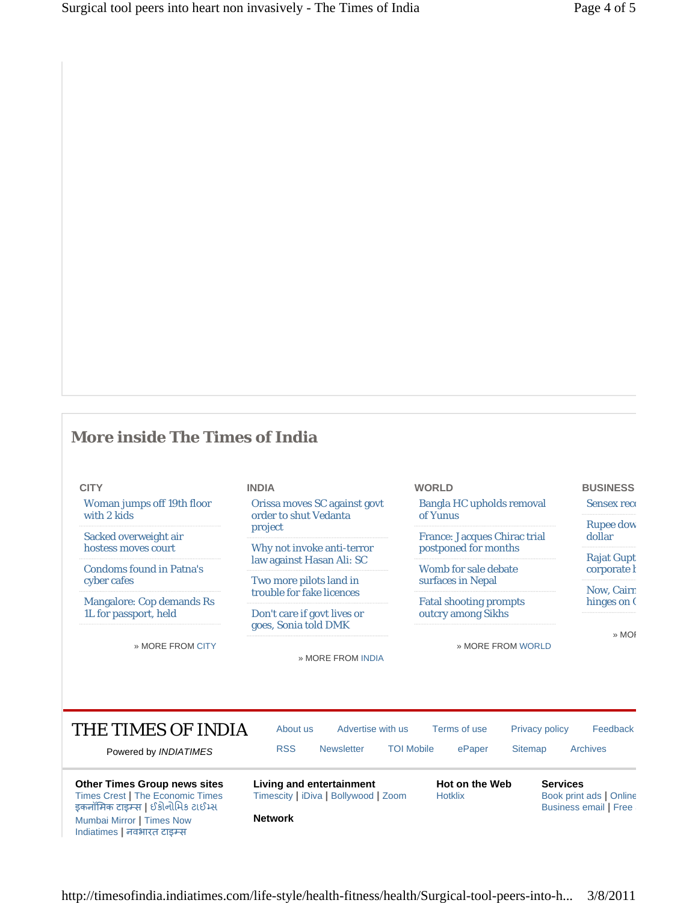## More inside The Times of India

**CITY**

- Woman jumps off 19th floor with 2 kids
- Sacked overweight air hostess moves court
- Condoms found in Patna's cyber cafes
- Mangalore: Cop demands Rs 1L for passport, held

» MORE FROM CITY

**INDIA**

- Orissa moves SC against govt order to shut Vedanta project
- Why not invoke anti-terror law against Hasan Ali: SC
- Two more pilots land in trouble for fake licences
- Don't care if govt lives or goes, Sonia told DMK

» MORE FROM INDIA

**WORLD**

- Bangla HC upholds removal of Yunus
- France: Jacques Chirac trial postponed for months
- Womb for sale debate surfaces in Nepal
- Fatal shooting prompts outcry among Sikhs

» MORE FROM WORLD

**BUSINESS**

- Sensex rec
- Rupee dow dollar
- Rajat Gupt corporate l
- Now, Cairn hinges on (

» MOI

THE TIMES OF INDIA

Powered by *INDIATIMES*

About us | Advertise with us | Terms of use | Privacy policy | Feedback
RSS | Newsletter | TOI Mobile | ePaper | Sitemap | Archives

**Other Times Group news sites**
Times Crest | The Economic Times
इकनॉमिक टाइम्स | ઈકોનોમિક ટાઈમ્સ
Mumbai Mirror | Times Now
Indiatimes | नवभारत टाइम्स

**Living and entertainment**
Timescity | iDiva | Bollywood | Zoom

**Network**

**Hot on the Web**
Hotklix

**Services**
Book print ads | Online
Business email | Free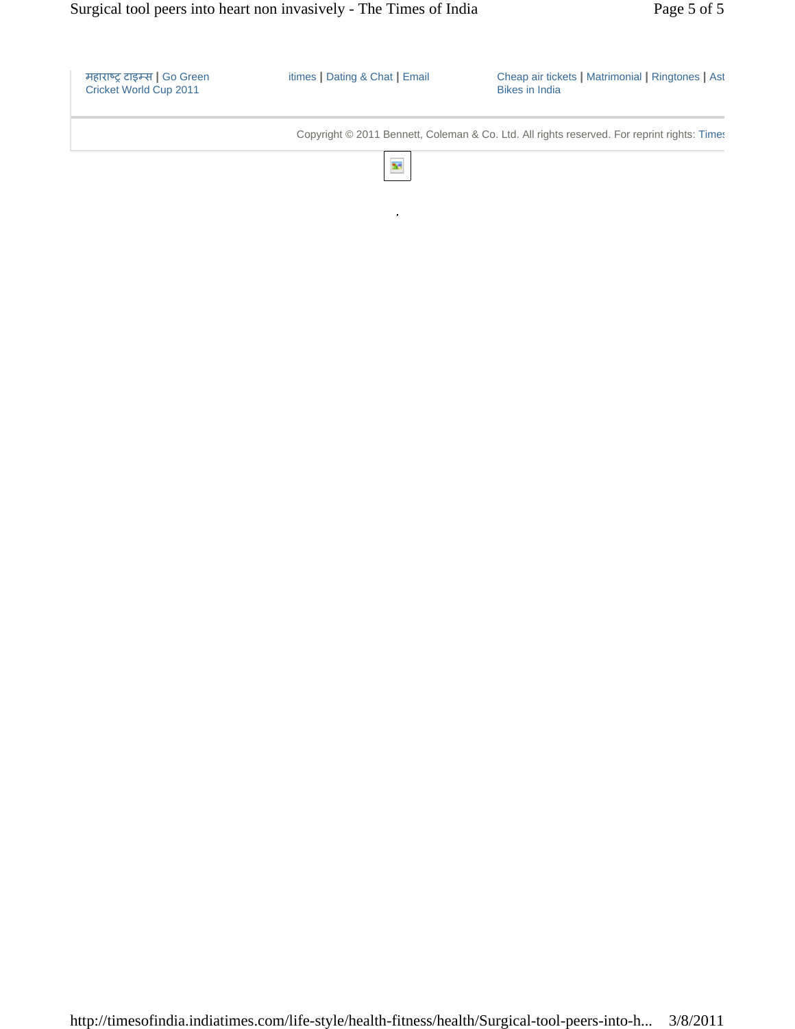महाराष्ट्र टाइम्स | Go Green
Cricket World Cup 2011

itimes | Dating & Chat | Email

Cheap air tickets | Matrimonial | Ringtones | Ast
Bikes in India

Copyright © 2011 Bennett, Coleman & Co. Ltd. All rights reserved. For reprint rights: Times